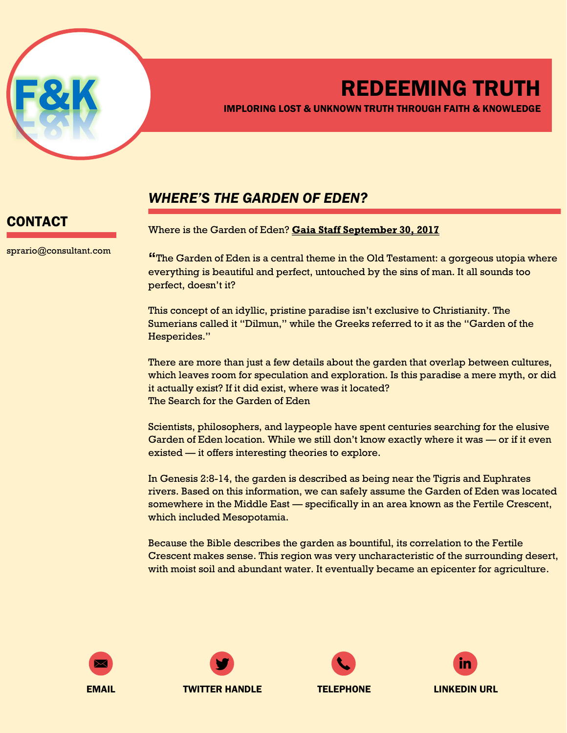F&K

# REEDEEMING TRUTH

**IMPLORING LOST & UNKNOWN TRUTH THROUGH FAITH & KNOWLEDGE**

## CONTACT

sprario@consultant.com

## *WHERE'S THE GARDEN OF EDEN?*

Where is the Garden of Eden? **Gaia Staff September 30, 2017**

"The Garden of Eden is a central theme in the Old Testament: a gorgeous utopia where everything is beautiful and perfect, untouched by the sins of man. It all sounds too perfect, doesn't it?

This concept of an idyllic, pristine paradise isn't exclusive to Christianity. The Sumerians called it "Dilmun," while the Greeks referred to it as the "Garden of the Hesperides."

There are more than just a few details about the garden that overlap between cultures, which leaves room for speculation and exploration. Is this paradise a mere myth, or did it actually exist? If it did exist, where was it located?
The Search for the Garden of Eden

Scientists, philosophers, and laypeople have spent centuries searching for the elusive Garden of Eden location. While we still don't know exactly where it was — or if it even existed — it offers interesting theories to explore.

In Genesis 2:8-14, the garden is described as being near the Tigris and Euphrates rivers. Based on this information, we can safely assume the Garden of Eden was located somewhere in the Middle East — specifically in an area known as the Fertile Crescent, which included Mesopotamia.

Because the Bible describes the garden as bountiful, its correlation to the Fertile Crescent makes sense. This region was very uncharacteristic of the surrounding desert, with moist soil and abundant water. It eventually became an epicenter for agriculture.

EMAIL | TWITTER HANDLE | TELEPHONE | LINKEDIN URL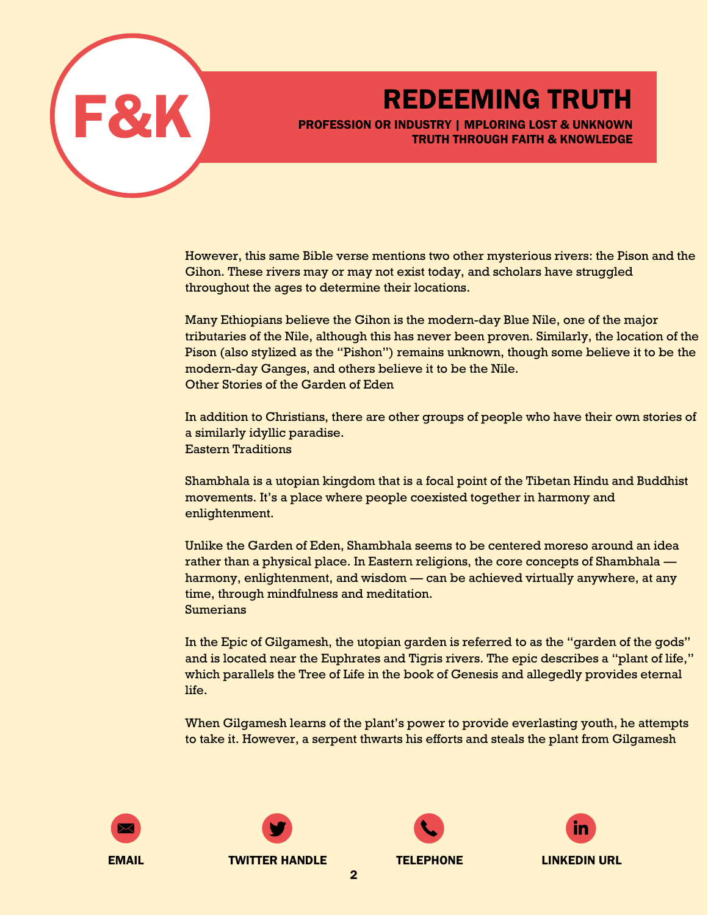However, this same Bible verse mentions two other mysterious rivers: the Pison and the Gihon. These rivers may or may not exist today, and scholars have struggled throughout the ages to determine their locations.

Many Ethiopians believe the Gihon is the modern-day Blue Nile, one of the major tributaries of the Nile, although this has never been proven. Similarly, the location of the Pison (also stylized as the "Pishon") remains unknown, though some believe it to be the modern-day Ganges, and others believe it to be the Nile.

## Other Stories of the Garden of Eden

In addition to Christians, there are other groups of people who have their own stories of a similarly idyllic paradise.

### Eastern Traditions

Shambhala is a utopian kingdom that is a focal point of the Tibetan Hindu and Buddhist movements. It's a place where people coexisted together in harmony and enlightenment.

Unlike the Garden of Eden, Shambhala seems to be centered moreso around an idea rather than a physical place. In Eastern religions, the core concepts of Shambhala — harmony, enlightenment, and wisdom — can be achieved virtually anywhere, at any time, through mindfulness and meditation.

### Sumerians

In the Epic of Gilgamesh, the utopian garden is referred to as the "garden of the gods" and is located near the Euphrates and Tigris rivers. The epic describes a "plant of life," which parallels the Tree of Life in the book of Genesis and allegedly provides eternal life.

When Gilgamesh learns of the plant's power to provide everlasting youth, he attempts to take it. However, a serpent thwarts his efforts and steals the plant from Gilgamesh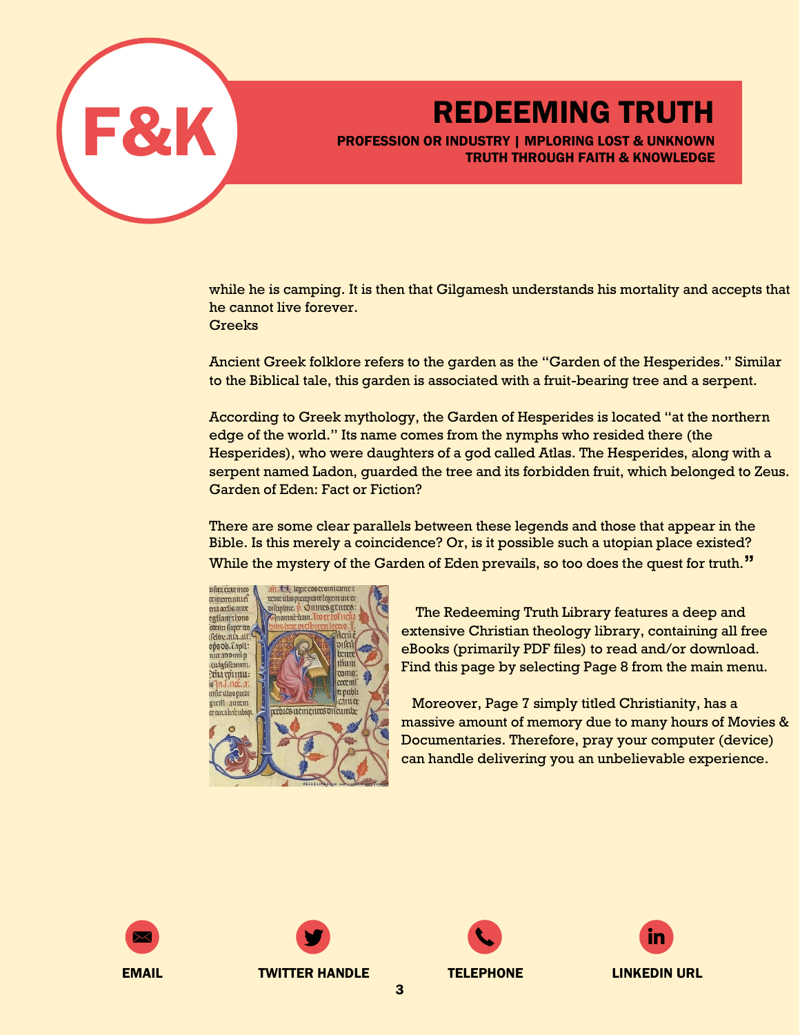while he is camping. It is then that Gilgamesh understands his mortality and accepts that he cannot live forever.

## Greeks

Ancient Greek folklore refers to the garden as the "Garden of the Hesperides." Similar to the Biblical tale, this garden is associated with a fruit-bearing tree and a serpent.

According to Greek mythology, the Garden of Hesperides is located "at the northern edge of the world." Its name comes from the nymphs who resided there (the Hesperides), who were daughters of a god called Atlas. The Hesperides, along with a serpent named Ladon, guarded the tree and its forbidden fruit, which belonged to Zeus.

## Garden of Eden: Fact or Fiction?

There are some clear parallels between these legends and those that appear in the Bible. Is this merely a coincidence? Or, is it possible such a utopian place existed? While the mystery of the Garden of Eden prevails, so too does the quest for truth."

The Redeeming Truth Library features a deep and extensive Christian theology library, containing all free eBooks (primarily PDF files) to read and/or download. Find this page by selecting Page 8 from the main menu.

Moreover, Page 7 simply titled Christianity, has a massive amount of memory due to many hours of Movies & Documentaries. Therefore, pray your computer (device) can handle delivering you an unbelievable experience.

EMAIL

TWITTER HANDLE

TELEPHONE

LINKEDIN URL